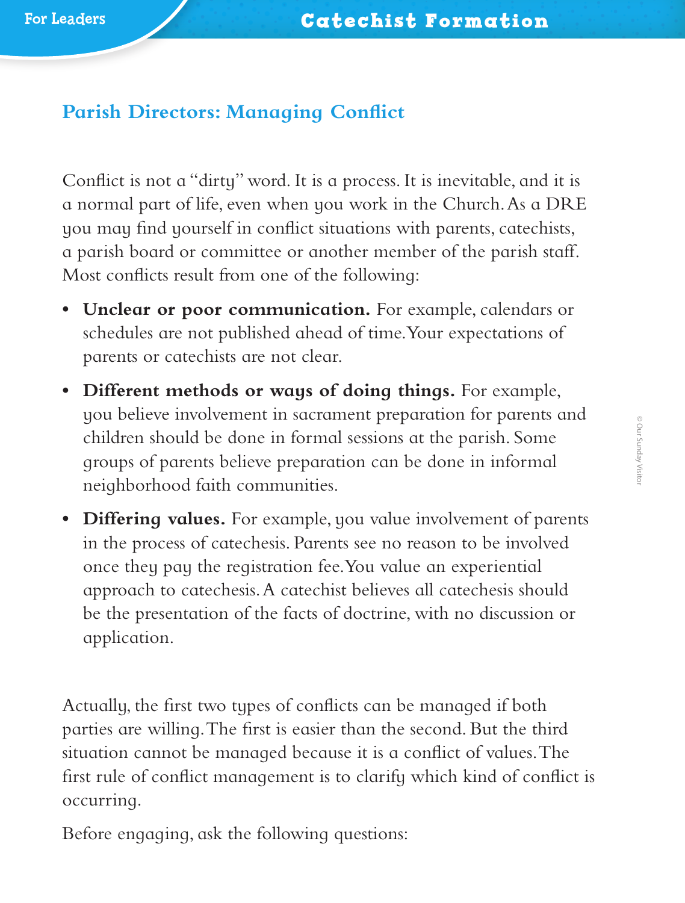## Parish Directors: Managing Conflict

Conflict is not a "dirty" word. It is a process. It is inevitable, and it is a normal part of life, even when you work in the Church. As a DRE you may find yourself in conflict situations with parents, catechists, a parish board or committee or another member of the parish staff. Most conflicts result from one of the following:

- **Unclear or poor communication.** For example, calendars or schedules are not published ahead of time. Your expectations of parents or catechists are not clear.
- **Different methods or ways of doing things.** For example, you believe involvement in sacrament preparation for parents and children should be done in formal sessions at the parish. Some groups of parents believe preparation can be done in informal neighborhood faith communities.
- **Differing values.** For example, you value involvement of parents in the process of catechesis. Parents see no reason to be involved once they pay the registration fee. You value an experiential approach to catechesis. A catechist believes all catechesis should be the presentation of the facts of doctrine, with no discussion or application.

Actually, the first two types of conflicts can be managed if both parties are willing. The first is easier than the second. But the third situation cannot be managed because it is a conflict of values. The first rule of conflict management is to clarify which kind of conflict is occurring.

Before engaging, ask the following questions: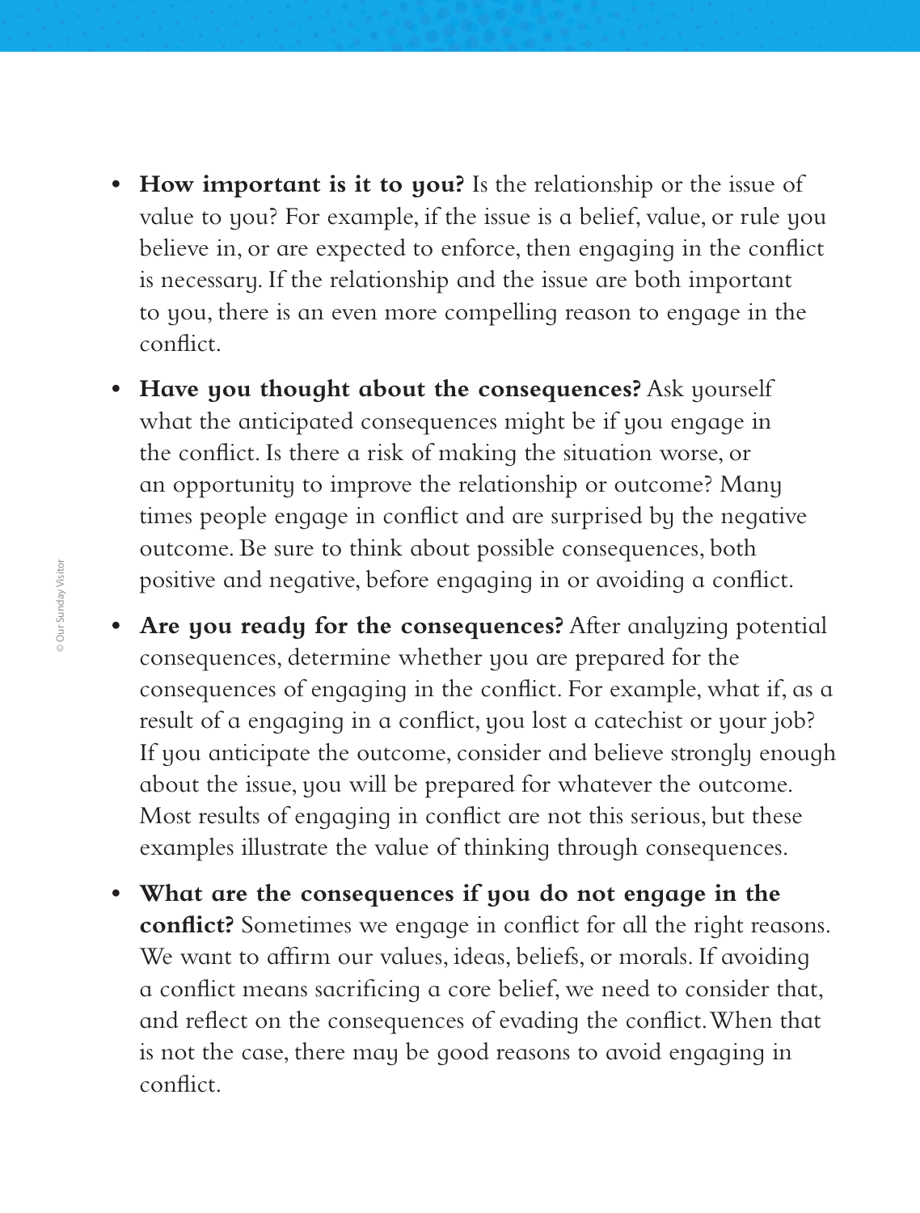- **How important is it to you?** Is the relationship or the issue of value to you? For example, if the issue is a belief, value, or rule you believe in, or are expected to enforce, then engaging in the conflict is necessary. If the relationship and the issue are both important to you, there is an even more compelling reason to engage in the conflict.
- **Have you thought about the consequences?** Ask yourself what the anticipated consequences might be if you engage in the conflict. Is there a risk of making the situation worse, or an opportunity to improve the relationship or outcome? Many times people engage in conflict and are surprised by the negative outcome. Be sure to think about possible consequences, both positive and negative, before engaging in or avoiding a conflict.
- **Are you ready for the consequences?** After analyzing potential consequences, determine whether you are prepared for the consequences of engaging in the conflict. For example, what if, as a result of a engaging in a conflict, you lost a catechist or your job? If you anticipate the outcome, consider and believe strongly enough about the issue, you will be prepared for whatever the outcome. Most results of engaging in conflict are not this serious, but these examples illustrate the value of thinking through consequences.
- **What are the consequences if you do not engage in the conflict?** Sometimes we engage in conflict for all the right reasons. We want to affirm our values, ideas, beliefs, or morals. If avoiding a conflict means sacrificing a core belief, we need to consider that, and reflect on the consequences of evading the conflict. When that is not the case, there may be good reasons to avoid engaging in conflict.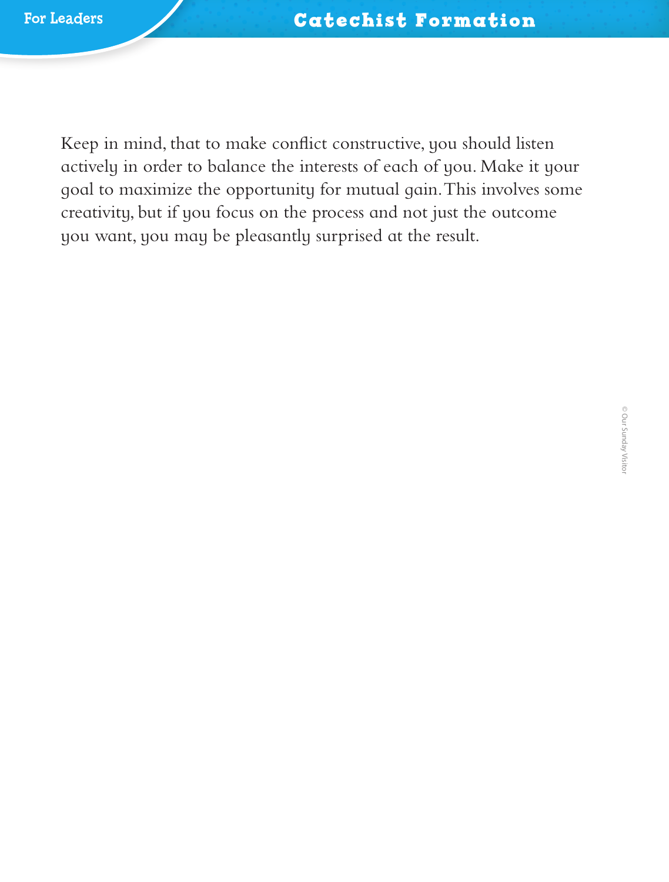Keep in mind, that to make conflict constructive, you should listen actively in order to balance the interests of each of you. Make it your goal to maximize the opportunity for mutual gain. This involves some creativity, but if you focus on the process and not just the outcome you want, you may be pleasantly surprised at the result.